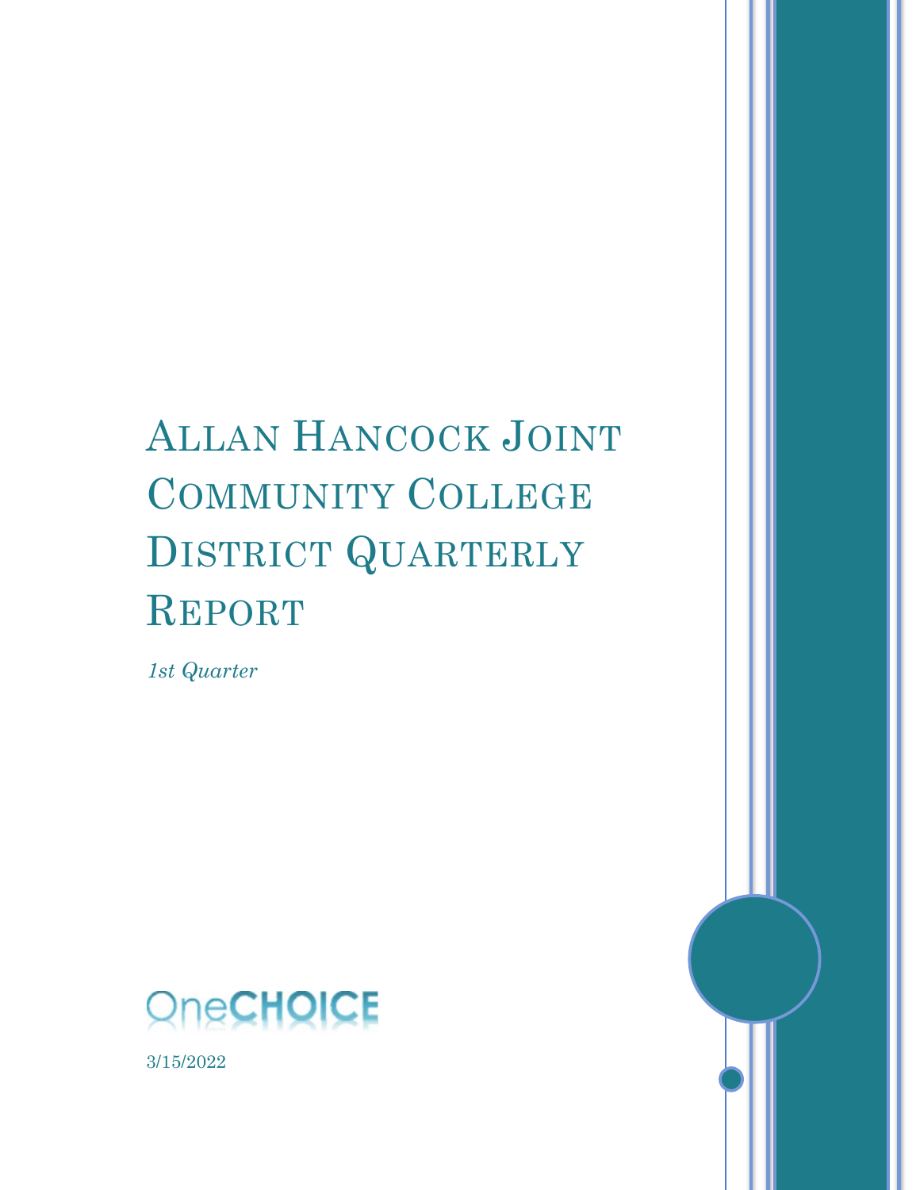# Allan Hancock Joint Community College District Quarterly Report

*1st Quarter*

OneCHOICE

3/15/2022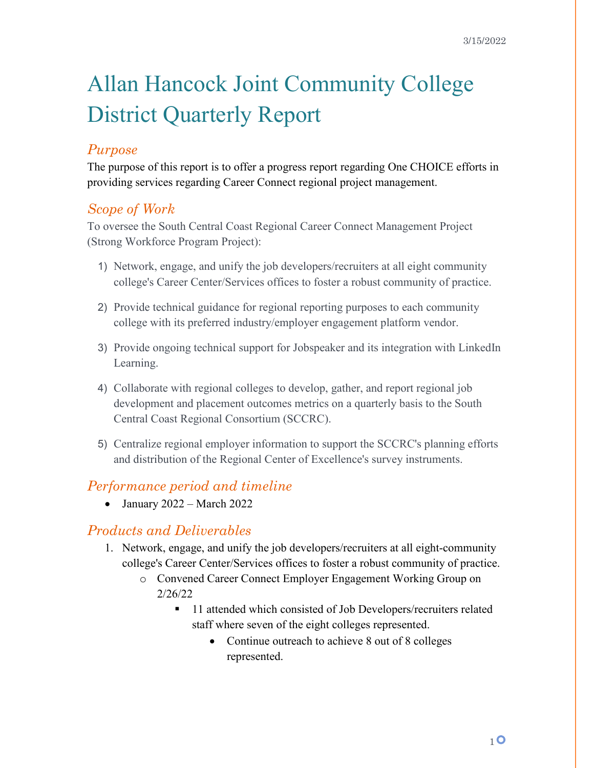3/15/2022

# Allan Hancock Joint Community College District Quarterly Report

## *Purpose*

The purpose of this report is to offer a progress report regarding One CHOICE efforts in providing services regarding Career Connect regional project management.

## *Scope of Work*

To oversee the South Central Coast Regional Career Connect Management Project (Strong Workforce Program Project):

1) Network, engage, and unify the job developers/recruiters at all eight community college's Career Center/Services offices to foster a robust community of practice.

2) Provide technical guidance for regional reporting purposes to each community college with its preferred industry/employer engagement platform vendor.

3) Provide ongoing technical support for Jobspeaker and its integration with LinkedIn Learning.

4) Collaborate with regional colleges to develop, gather, and report regional job development and placement outcomes metrics on a quarterly basis to the South Central Coast Regional Consortium (SCCRC).

5) Centralize regional employer information to support the SCCRC's planning efforts and distribution of the Regional Center of Excellence's survey instruments.

## *Performance period and timeline*

- January 2022 – March 2022

## *Products and Deliverables*

1. Network, engage, and unify the job developers/recruiters at all eight-community college's Career Center/Services offices to foster a robust community of practice.
   - Convened Career Connect Employer Engagement Working Group on 2/26/22
     - 11 attended which consisted of Job Developers/recruiters related staff where seven of the eight colleges represented.
       - Continue outreach to achieve 8 out of 8 colleges represented.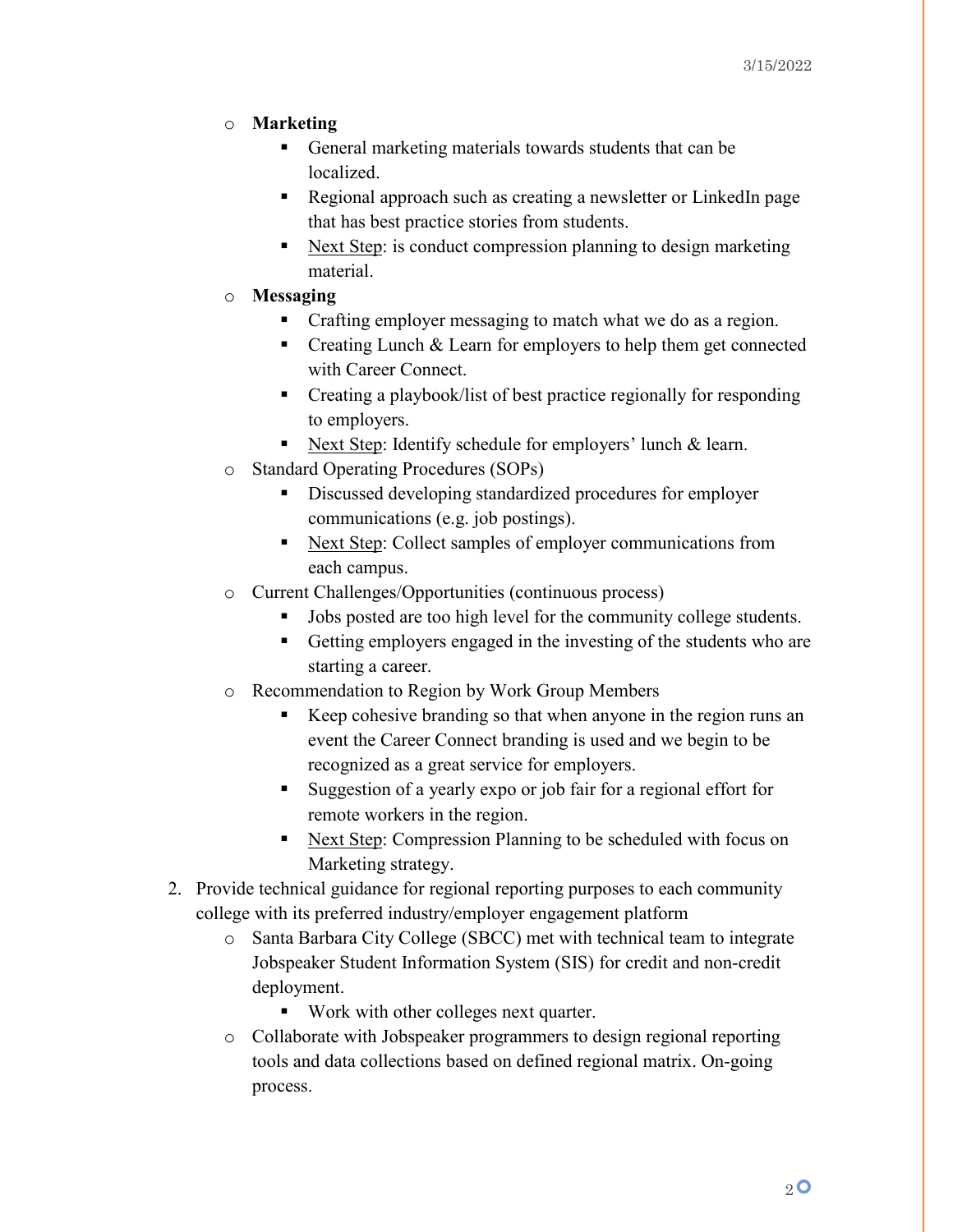- **Marketing**
  - General marketing materials towards students that can be localized.
  - Regional approach such as creating a newsletter or LinkedIn page that has best practice stories from students.
  - <u>Next Step</u>: is conduct compression planning to design marketing material.
- **Messaging**
  - Crafting employer messaging to match what we do as a region.
  - Creating Lunch & Learn for employers to help them get connected with Career Connect.
  - Creating a playbook/list of best practice regionally for responding to employers.
  - <u>Next Step</u>: Identify schedule for employers' lunch & learn.
- Standard Operating Procedures (SOPs)
  - Discussed developing standardized procedures for employer communications (e.g. job postings).
  - <u>Next Step</u>: Collect samples of employer communications from each campus.
- Current Challenges/Opportunities (continuous process)
  - Jobs posted are too high level for the community college students.
  - Getting employers engaged in the investing of the students who are starting a career.
- Recommendation to Region by Work Group Members
  - Keep cohesive branding so that when anyone in the region runs an event the Career Connect branding is used and we begin to be recognized as a great service for employers.
  - Suggestion of a yearly expo or job fair for a regional effort for remote workers in the region.
  - <u>Next Step</u>: Compression Planning to be scheduled with focus on Marketing strategy.

2. Provide technical guidance for regional reporting purposes to each community college with its preferred industry/employer engagement platform
   - Santa Barbara City College (SBCC) met with technical team to integrate Jobspeaker Student Information System (SIS) for credit and non-credit deployment.
     - Work with other colleges next quarter.
   - Collaborate with Jobspeaker programmers to design regional reporting tools and data collections based on defined regional matrix. On-going process.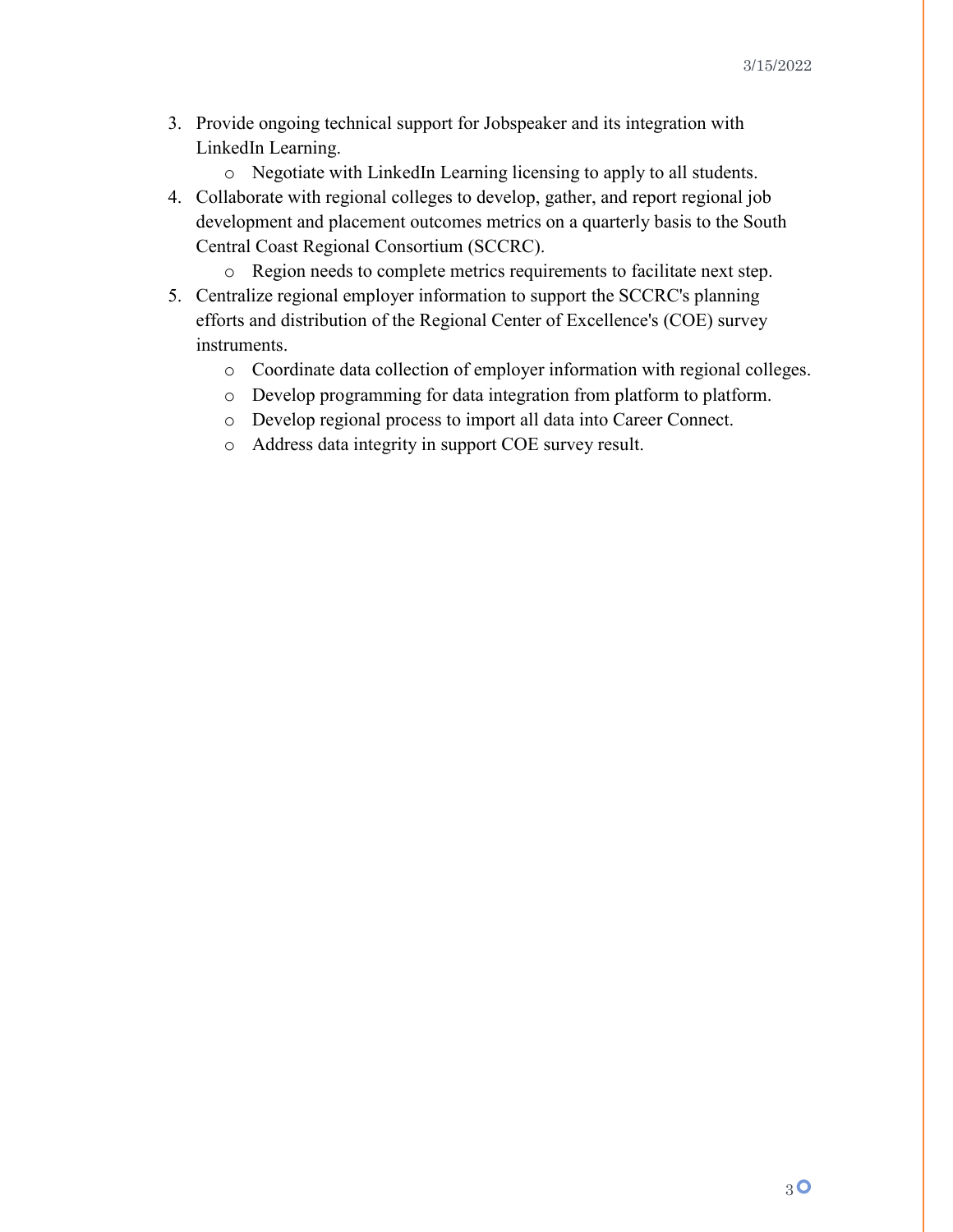3. Provide ongoing technical support for Jobspeaker and its integration with LinkedIn Learning.
    - Negotiate with LinkedIn Learning licensing to apply to all students.
4. Collaborate with regional colleges to develop, gather, and report regional job development and placement outcomes metrics on a quarterly basis to the South Central Coast Regional Consortium (SCCRC).
    - Region needs to complete metrics requirements to facilitate next step.
5. Centralize regional employer information to support the SCCRC's planning efforts and distribution of the Regional Center of Excellence's (COE) survey instruments.
    - Coordinate data collection of employer information with regional colleges.
    - Develop programming for data integration from platform to platform.
    - Develop regional process to import all data into Career Connect.
    - Address data integrity in support COE survey result.